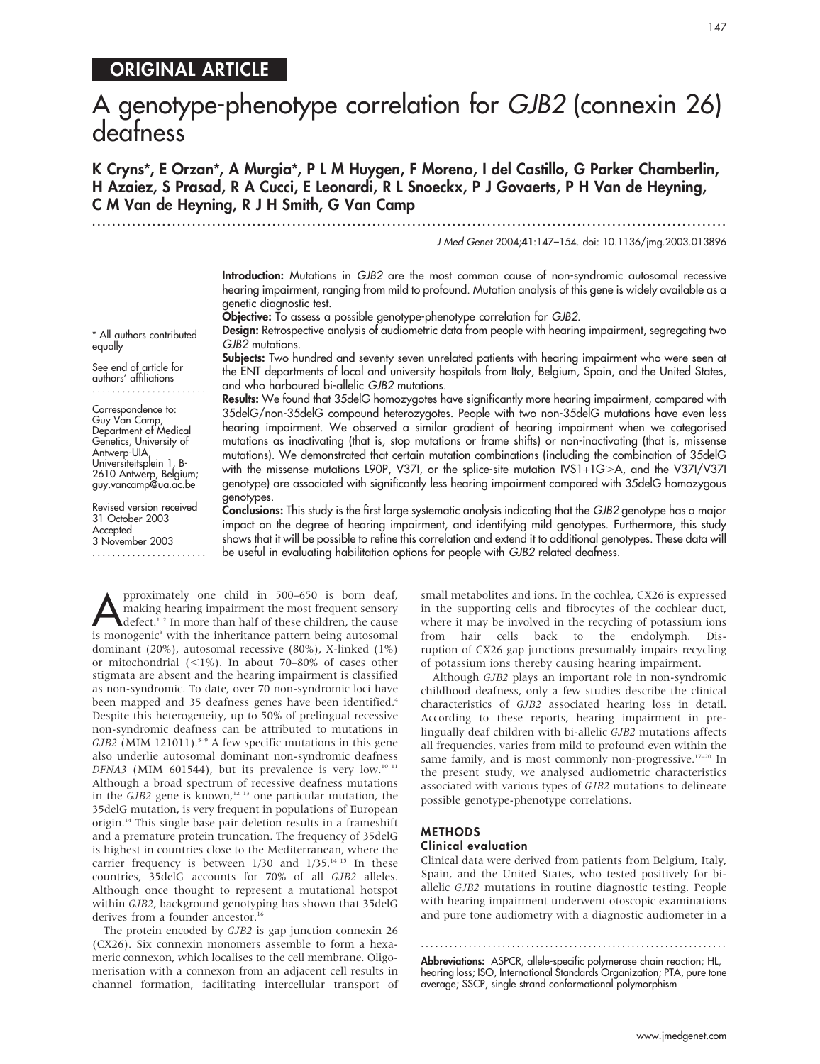## ORIGINAL ARTICLE

# A genotype-phenotype correlation for *GJB2* (connexin 26) deafness

**K Cryns\*, E Orzan\*, A Murgia\*, P L M Huygen, F Moreno, I del Castillo, G Parker Chamberlin, H Azaiez, S Prasad, R A Cucci, E Leonardi, R L Snoeckx, P J Govaerts, P H Van de Heyning, C M Van de Heyning, R J H Smith, G Van Camp**

\* All authors contributed equally

See end of article for authors' affiliations

Correspondence to: Guy Van Camp, Department of Medical Genetics, University of Antwerp-UIA, Universiteitsplein 1, B-2610 Antwerp, Belgium; guy.vancamp@ua.ac.be

Revised version received 31 October 2003
Accepted 3 November 2003

**Introduction:** Mutations in *GJB2* are the most common cause of non-syndromic autosomal recessive hearing impairment, ranging from mild to profound. Mutation analysis of this gene is widely available as a genetic diagnostic test.

**Objective:** To assess a possible genotype-phenotype correlation for *GJB2*.

**Design:** Retrospective analysis of audiometric data from people with hearing impairment, segregating two *GJB2* mutations.

**Subjects:** Two hundred and seventy seven unrelated patients with hearing impairment who were seen at the ENT departments of local and university hospitals from Italy, Belgium, Spain, and the United States, and who harboured bi-allelic *GJB2* mutations.

**Results:** We found that 35delG homozygotes have significantly more hearing impairment, compared with 35delG/non-35delG compound heterozygotes. People with two non-35delG mutations have even less hearing impairment. We observed a similar gradient of hearing impairment when we categorised mutations as inactivating (that is, stop mutations or frame shifts) or non-inactivating (that is, missense mutations). We demonstrated that certain mutation combinations (including the combination of 35delG with the missense mutations L90P, V37I, or the splice-site mutation IVS1+1G>A, and the V37I/V37I genotype) are associated with significantly less hearing impairment compared with 35delG homozygous genotypes.

**Conclusions:** This study is the first large systematic analysis indicating that the *GJB2* genotype has a major impact on the degree of hearing impairment, and identifying mild genotypes. Furthermore, this study shows that it will be possible to refine this correlation and extend it to additional genotypes. These data will be useful in evaluating habilitation options for people with *GJB2* related deafness.

Approximately one child in 500–650 is born deaf, making hearing impairment the most frequent sensory defect.[1,2] In more than half of these children, the cause is monogenic[3] with the inheritance pattern being autosomal dominant (20%), autosomal recessive (80%), X-linked (1%) or mitochondrial (<1%). In about 70–80% of cases other stigmata are absent and the hearing impairment is classified as non-syndromic. To date, over 70 non-syndromic loci have been mapped and 35 deafness genes have been identified.[4] Despite this heterogeneity, up to 50% of prelingual recessive non-syndromic deafness can be attributed to mutations in *GJB2* (MIM 121011).[5–9] A few specific mutations in this gene also underlie autosomal dominant non-syndromic deafness *DFNA3* (MIM 601544), but its prevalence is very low.[10,11] Although a broad spectrum of recessive deafness mutations in the *GJB2* gene is known,[12,13] one particular mutation, the 35delG mutation, is very frequent in populations of European origin.[14] This single base pair deletion results in a frameshift and a premature protein truncation. The frequency of 35delG is highest in countries close to the Mediterranean, where the carrier frequency is between 1/30 and 1/35.[14,15] In these countries, 35delG accounts for 70% of all *GJB2* alleles. Although once thought to represent a mutational hotspot within *GJB2*, background genotyping has shown that 35delG derives from a founder ancestor.[16]

The protein encoded by *GJB2* is gap junction connexin 26 (CX26). Six connexin monomers assemble to form a hexameric connexon, which localises to the cell membrane. Oligomerisation with a connexon from an adjacent cell results in channel formation, facilitating intercellular transport of small metabolites and ions. In the cochlea, CX26 is expressed in the supporting cells and fibrocytes of the cochlear duct, where it may be involved in the recycling of potassium ions from hair cells back to the endolymph. Disruption of CX26 gap junctions presumably impairs recycling of potassium ions thereby causing hearing impairment.

Although *GJB2* plays an important role in non-syndromic childhood deafness, only a few studies describe the clinical characteristics of *GJB2* associated hearing loss in detail. According to these reports, hearing impairment in prelingually deaf children with bi-allelic *GJB2* mutations affects all frequencies, varies from mild to profound even within the same family, and is most commonly non-progressive.[17–20] In the present study, we analysed audiometric characteristics associated with various types of *GJB2* mutations to delineate possible genotype-phenotype correlations.

## METHODS

### Clinical evaluation

Clinical data were derived from patients from Belgium, Italy, Spain, and the United States, who tested positively for bi-allelic *GJB2* mutations in routine diagnostic testing. People with hearing impairment underwent otoscopic examinations and pure tone audiometry with a diagnostic audiometer in a

**Abbreviations:** ASPCR, allele-specific polymerase chain reaction; HL, hearing loss; ISO, International Standards Organization; PTA, pure tone average; SSCP, single strand conformational polymorphism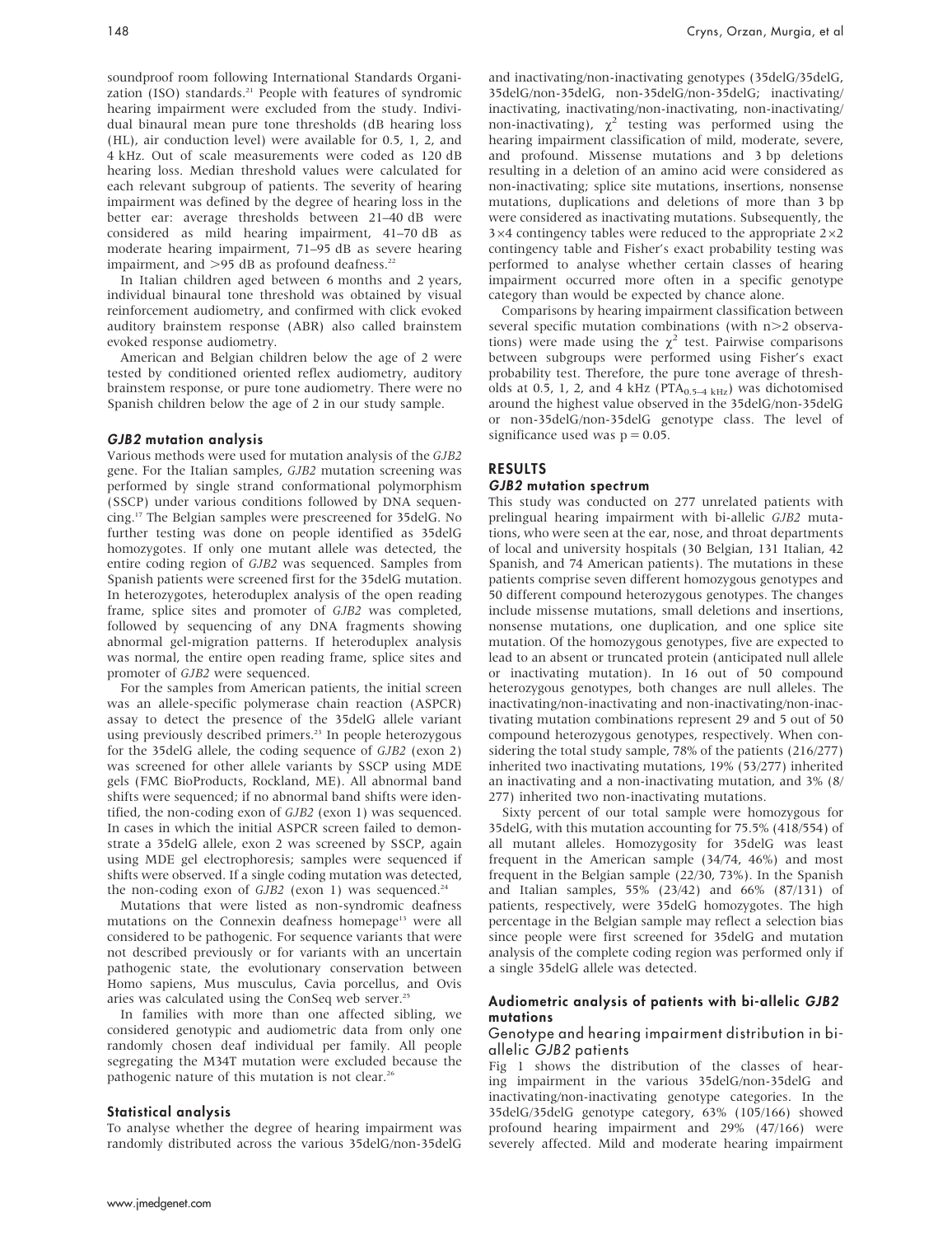soundproof room following International Standards Organization (ISO) standards.[21] People with features of syndromic hearing impairment were excluded from the study. Individual binaural mean pure tone thresholds (dB hearing loss (HL), air conduction level) were available for 0.5, 1, 2, and 4 kHz. Out of scale measurements were coded as 120 dB hearing loss. Median threshold values were calculated for each relevant subgroup of patients. The severity of hearing impairment was defined by the degree of hearing loss in the better ear: average thresholds between 21–40 dB were considered as mild hearing impairment, 41–70 dB as moderate hearing impairment, 71–95 dB as severe hearing impairment, and >95 dB as profound deafness.[22]

In Italian children aged between 6 months and 2 years, individual binaural tone threshold was obtained by visual reinforcement audiometry, and confirmed with click evoked auditory brainstem response (ABR) also called brainstem evoked response audiometry.

American and Belgian children below the age of 2 were tested by conditioned oriented reflex audiometry, auditory brainstem response, or pure tone audiometry. There were no Spanish children below the age of 2 in our study sample.

### *GJB2* mutation analysis

Various methods were used for mutation analysis of the *GJB2* gene. For the Italian samples, *GJB2* mutation screening was performed by single strand conformational polymorphism (SSCP) under various conditions followed by DNA sequencing.[17] The Belgian samples were prescreened for 35delG. No further testing was done on people identified as 35delG homozygotes. If only one mutant allele was detected, the entire coding region of *GJB2* was sequenced. Samples from Spanish patients were screened first for the 35delG mutation. In heterozygotes, heteroduplex analysis of the open reading frame, splice sites and promoter of *GJB2* was completed, followed by sequencing of any DNA fragments showing abnormal gel-migration patterns. If heteroduplex analysis was normal, the entire open reading frame, splice sites and promoter of *GJB2* were sequenced.

For the samples from American patients, the initial screen was an allele-specific polymerase chain reaction (ASPCR) assay to detect the presence of the 35delG allele variant using previously described primers.[23] In people heterozygous for the 35delG allele, the coding sequence of *GJB2* (exon 2) was screened for other allele variants by SSCP using MDE gels (FMC BioProducts, Rockland, ME). All abnormal band shifts were sequenced; if no abnormal band shifts were identified, the non-coding exon of *GJB2* (exon 1) was sequenced. In cases in which the initial ASPCR screen failed to demonstrate a 35delG allele, exon 2 was screened by SSCP, again using MDE gel electrophoresis; samples were sequenced if shifts were observed. If a single coding mutation was detected, the non-coding exon of *GJB2* (exon 1) was sequenced.[24]

Mutations that were listed as non-syndromic deafness mutations on the Connexin deafness homepage[13] were all considered to be pathogenic. For sequence variants that were not described previously or for variants with an uncertain pathogenic state, the evolutionary conservation between Homo sapiens, Mus musculus, Cavia porcellus, and Ovis aries was calculated using the ConSeq web server.[25]

In families with more than one affected sibling, we considered genotypic and audiometric data from only one randomly chosen deaf individual per family. All people segregating the M34T mutation were excluded because the pathogenic nature of this mutation is not clear.[26]

### Statistical analysis

To analyse whether the degree of hearing impairment was randomly distributed across the various 35delG/non-35delG and inactivating/non-inactivating genotypes (35delG/35delG, 35delG/non-35delG, non-35delG/non-35delG; inactivating/inactivating, inactivating/non-inactivating, non-inactivating/non-inactivating), $\chi^2$ testing was performed using the hearing impairment classification of mild, moderate, severe, and profound. Missense mutations and 3 bp deletions resulting in a deletion of an amino acid were considered as non-inactivating; splice site mutations, insertions, nonsense mutations, duplications and deletions of more than 3 bp were considered as inactivating mutations. Subsequently, the $3\times4$ contingency tables were reduced to the appropriate $2\times2$ contingency table and Fisher's exact probability testing was performed to analyse whether certain classes of hearing impairment occurred more often in a specific genotype category than would be expected by chance alone.

Comparisons by hearing impairment classification between several specific mutation combinations (with $n>2$ observations) were made using the $\chi^2$ test. Pairwise comparisons between subgroups were performed using Fisher's exact probability test. Therefore, the pure tone average of thresholds at 0.5, 1, 2, and 4 kHz ($PTA_{0.5-4\ kHz}$) was dichotomised around the highest value observed in the 35delG/non-35delG or non-35delG/non-35delG genotype class. The level of significance used was $p = 0.05$.

## RESULTS

### *GJB2* mutation spectrum

This study was conducted on 277 unrelated patients with prelingual hearing impairment with bi-allelic *GJB2* mutations, who were seen at the ear, nose, and throat departments of local and university hospitals (30 Belgian, 131 Italian, 42 Spanish, and 74 American patients). The mutations in these patients comprise seven different homozygous genotypes and 50 different compound heterozygous genotypes. The changes include missense mutations, small deletions and insertions, nonsense mutations, one duplication, and one splice site mutation. Of the homozygous genotypes, five are expected to lead to an absent or truncated protein (anticipated null allele or inactivating mutation). In 16 out of 50 compound heterozygous genotypes, both changes are null alleles. The inactivating/non-inactivating and non-inactivating/non-inactivating mutation combinations represent 29 and 5 out of 50 compound heterozygous genotypes, respectively. When considering the total study sample, 78% of the patients (216/277) inherited two inactivating mutations, 19% (53/277) inherited an inactivating and a non-inactivating mutation, and 3% (8/277) inherited two non-inactivating mutations.

Sixty percent of our total sample were homozygous for 35delG, with this mutation accounting for 75.5% (418/554) of all mutant alleles. Homozygosity for 35delG was least frequent in the American sample (34/74, 46%) and most frequent in the Belgian sample (22/30, 73%). In the Spanish and Italian samples, 55% (23/42) and 66% (87/131) of patients, respectively, were 35delG homozygotes. The high percentage in the Belgian sample may reflect a selection bias since people were first screened for 35delG and mutation analysis of the complete coding region was performed only if a single 35delG allele was detected.

### Audiometric analysis of patients with bi-allelic *GJB2* mutations

#### Genotype and hearing impairment distribution in bi-allelic *GJB2* patients

Fig 1 shows the distribution of the classes of hearing impairment in the various 35delG/non-35delG and inactivating/non-inactivating genotype categories. In the 35delG/35delG genotype category, 63% (105/166) showed profound hearing impairment and 29% (47/166) were severely affected. Mild and moderate hearing impairment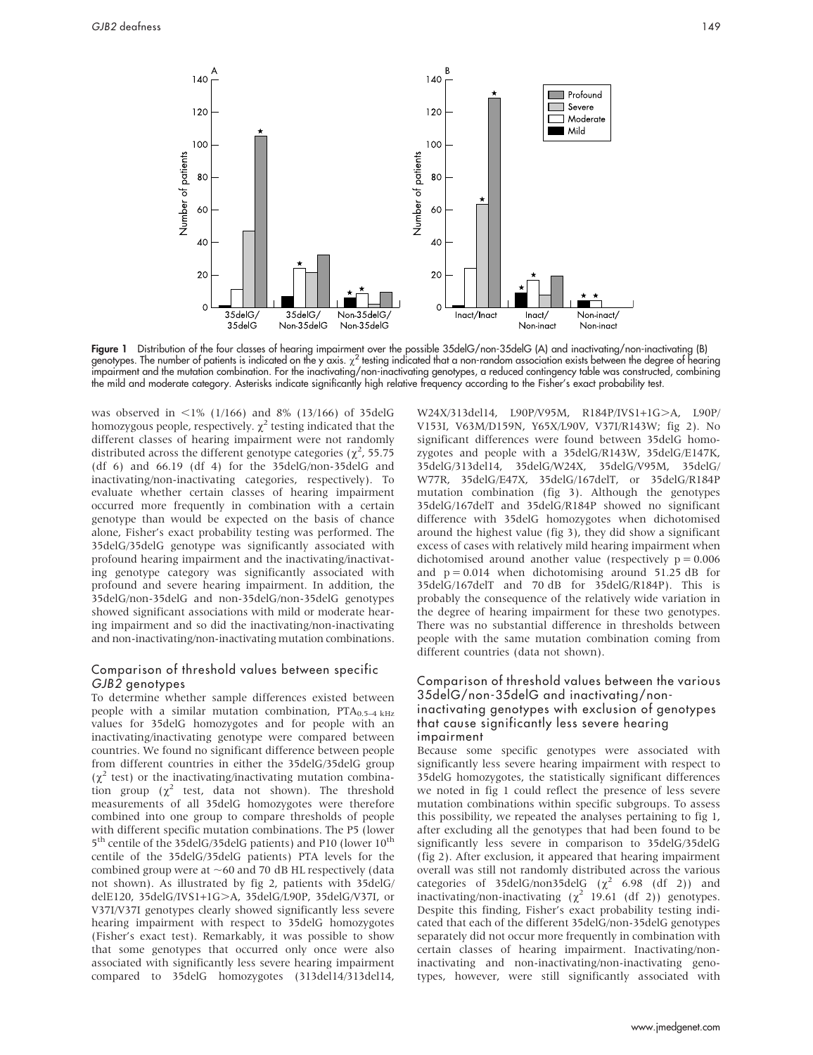Figure 1 Distribution of the four classes of hearing impairment over the possible 35delG/non-35delG (A) and inactivating/non-inactivating (B) genotypes. The number of patients is indicated on the y axis. $\chi^2$ testing indicated that a non-random association exists between the degree of hearing impairment and the mutation combination. For the inactivating/non-inactivating genotypes, a reduced contingency table was constructed, combining the mild and moderate category. Asterisks indicate significantly high relative frequency according to the Fisher's exact probability test.

was observed in <1% (1/166) and 8% (13/166) of 35delG homozygous people, respectively. $\chi^2$ testing indicated that the different classes of hearing impairment were not randomly distributed across the different genotype categories ($\chi^2$, 55.75 (df 6) and 66.19 (df 4) for the 35delG/non-35delG and inactivating/non-inactivating categories, respectively). To evaluate whether certain classes of hearing impairment occurred more frequently in combination with a certain genotype than would be expected on the basis of chance alone, Fisher's exact probability testing was performed. The 35delG/35delG genotype was significantly associated with profound hearing impairment and the inactivating/inactivating genotype category was significantly associated with profound and severe hearing impairment. In addition, the 35delG/non-35delG and non-35delG/non-35delG genotypes showed significant associations with mild or moderate hearing impairment and so did the inactivating/non-inactivating and non-inactivating/non-inactivating mutation combinations.

## Comparison of threshold values between specific *GJB2* genotypes

To determine whether sample differences existed between people with a similar mutation combination, $PTA_{0.5-4\ kHz}$ values for 35delG homozygotes and for people with an inactivating/inactivating genotype were compared between countries. We found no significant difference between people from different countries in either the 35delG/35delG group ($\chi^2$ test) or the inactivating/inactivating mutation combination group ($\chi^2$ test, data not shown). The threshold measurements of all 35delG homozygotes were therefore combined into one group to compare thresholds of people with different specific mutation combinations. The P5 (lower 5th centile of the 35delG/35delG patients) and P10 (lower 10th centile of the 35delG/35delG patients) PTA levels for the combined group were at ~60 and 70 dB HL respectively (data not shown). As illustrated by fig 2, patients with 35delG/delE120, 35delG/IVS1+1G>A, 35delG/L90P, 35delG/V37I, or V37I/V37I genotypes clearly showed significantly less severe hearing impairment with respect to 35delG homozygotes (Fisher's exact test). Remarkably, it was possible to show that some genotypes that occurred only once were also associated with significantly less severe hearing impairment compared to 35delG homozygotes (313del14/313del14, W24X/313del14, L90P/V95M, R184P/IVS1+1G>A, L90P/V153I, V63M/D159N, Y65X/L90V, V37I/R143W; fig 2). No significant differences were found between 35delG homozygotes and people with a 35delG/R143W, 35delG/E147K, 35delG/313del14, 35delG/W24X, 35delG/V95M, 35delG/W77R, 35delG/E47X, 35delG/167delT, or 35delG/R184P mutation combination (fig 3). Although the genotypes 35delG/167delT and 35delG/R184P showed no significant difference with 35delG homozygotes when dichotomised around the highest value (fig 3), they did show a significant excess of cases with relatively mild hearing impairment when dichotomised around another value (respectively $p = 0.006$ and $p = 0.014$ when dichotomising around 51.25 dB for 35delG/167delT and 70 dB for 35delG/R184P). This is probably the consequence of the relatively wide variation in the degree of hearing impairment for these two genotypes. There was no substantial difference in thresholds between people with the same mutation combination coming from different countries (data not shown).

## Comparison of threshold values between the various 35delG/non-35delG and inactivating/non-inactivating genotypes with exclusion of genotypes that cause significantly less severe hearing impairment

Because some specific genotypes were associated with significantly less severe hearing impairment with respect to 35delG homozygotes, the statistically significant differences we noted in fig 1 could reflect the presence of less severe mutation combinations within specific subgroups. To assess this possibility, we repeated the analyses pertaining to fig 1, after excluding all the genotypes that had been found to be significantly less severe in comparison to 35delG/35delG (fig 2). After exclusion, it appeared that hearing impairment overall was still not randomly distributed across the various categories of 35delG/non35delG ($\chi^2$ 6.98 (df 2)) and inactivating/non-inactivating ($\chi^2$ 19.61 (df 2)) genotypes. Despite this finding, Fisher's exact probability testing indicated that each of the different 35delG/non-35delG genotypes separately did not occur more frequently in combination with certain classes of hearing impairment. Inactivating/non-inactivating and non-inactivating/non-inactivating genotypes, however, were still significantly associated with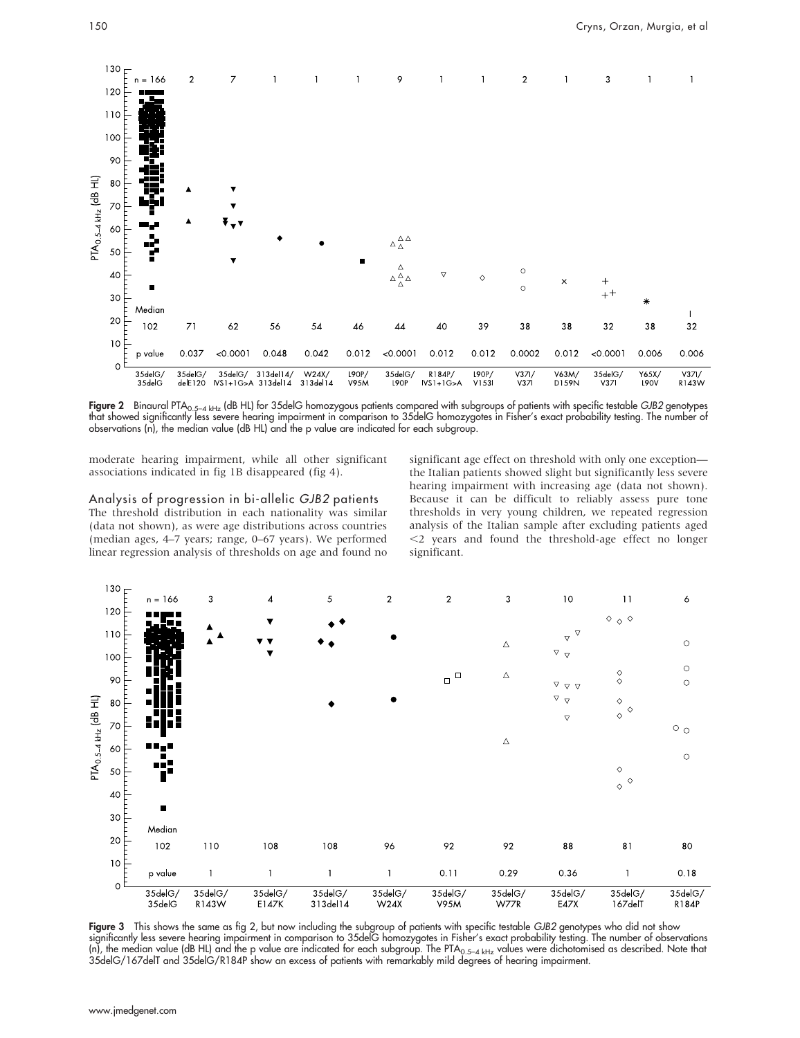Figure 2 Binaural $PTA_{0.5-4\ kHz}$ (dB HL) for 35delG homozygous patients compared with subgroups of patients with specific testable *GJB2* genotypes that showed significantly less severe hearing impairment in comparison to 35delG homozygotes in Fisher's exact probability testing. The number of observations (n), the median value (dB HL) and the p value are indicated for each subgroup.

moderate hearing impairment, while all other significant associations indicated in fig 1B disappeared (fig 4).

### Analysis of progression in bi-allelic *GJB2* patients

The threshold distribution in each nationality was similar (data not shown), as were age distributions across countries (median ages, 4–7 years; range, 0–67 years). We performed linear regression analysis of thresholds on age and found no significant age effect on threshold with only one exception—the Italian patients showed slight but significantly less severe hearing impairment with increasing age (data not shown). Because it can be difficult to reliably assess pure tone thresholds in very young children, we repeated regression analysis of the Italian sample after excluding patients aged <2 years and found the threshold-age effect no longer significant.

Figure 3 This shows the same as fig 2, but now including the subgroup of patients with specific testable *GJB2* genotypes who did not show significantly less severe hearing impairment in comparison to 35delG homozygotes in Fisher's exact probability testing. The number of observations (n), the median value (dB HL) and the p value are indicated for each subgroup. The $PTA_{0.5-4\ kHz}$ values were dichotomised as described. Note that 35delG/167delT and 35delG/R184P show an excess of patients with remarkably mild degrees of hearing impairment.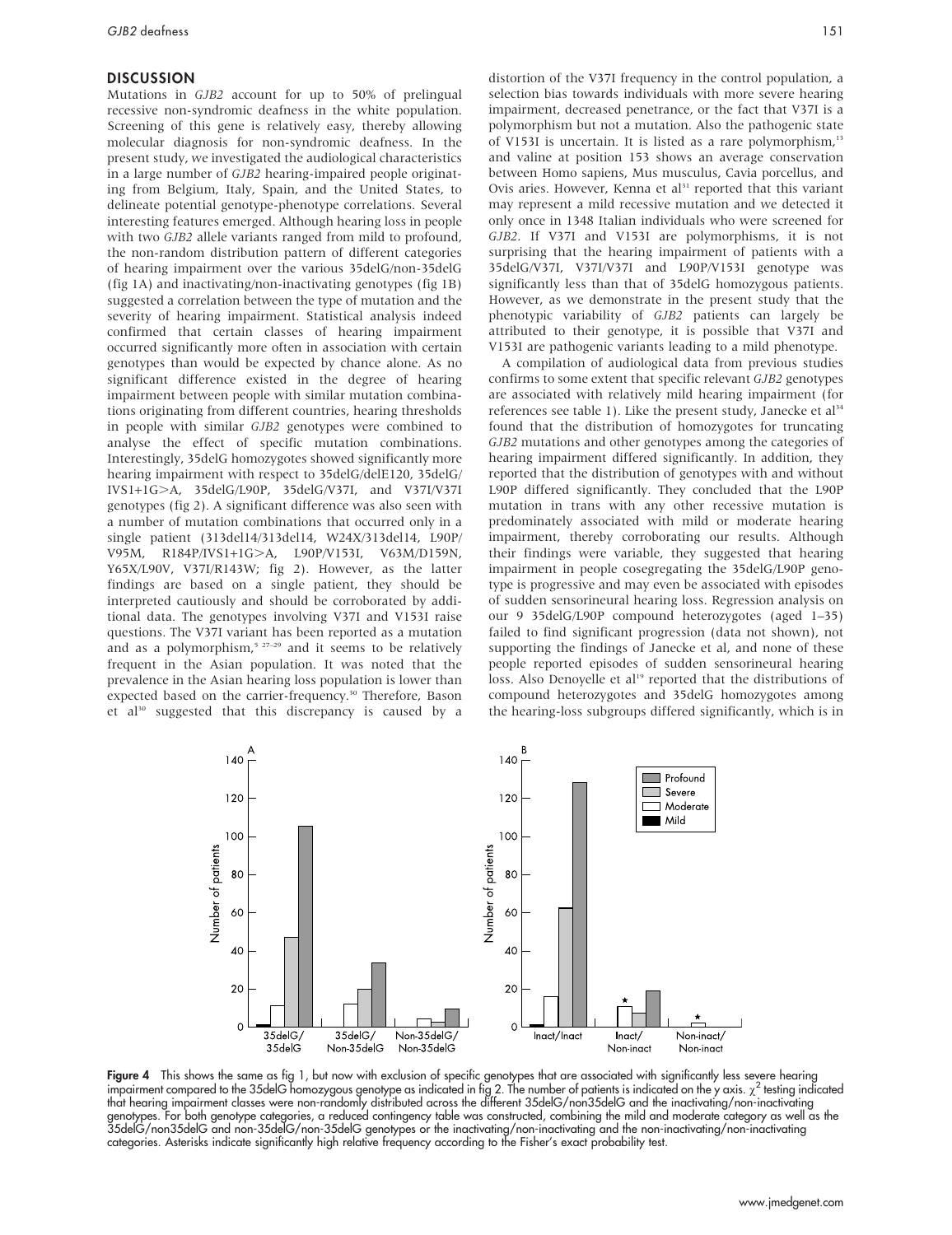## DISCUSSION

Mutations in *GJB2* account for up to 50% of prelingual recessive non-syndromic deafness in the white population. Screening of this gene is relatively easy, thereby allowing molecular diagnosis for non-syndromic deafness. In the present study, we investigated the audiological characteristics in a large number of *GJB2* hearing-impaired people originating from Belgium, Italy, Spain, and the United States, to delineate potential genotype-phenotype correlations. Several interesting features emerged. Although hearing loss in people with two *GJB2* allele variants ranged from mild to profound, the non-random distribution pattern of different categories of hearing impairment over the various 35delG/non-35delG (fig 1A) and inactivating/non-inactivating genotypes (fig 1B) suggested a correlation between the type of mutation and the severity of hearing impairment. Statistical analysis indeed confirmed that certain classes of hearing impairment occurred significantly more often in association with certain genotypes than would be expected by chance alone. As no significant difference existed in the degree of hearing impairment between people with similar mutation combinations originating from different countries, hearing thresholds in people with similar *GJB2* genotypes were combined to analyse the effect of specific mutation combinations. Interestingly, 35delG homozygotes showed significantly more hearing impairment with respect to 35delG/delE120, 35delG/IVS1+1G>A, 35delG/L90P, 35delG/V37I, and V37I/V37I genotypes (fig 2). A significant difference was also seen with a number of mutation combinations that occurred only in a single patient (313del14/313del14, W24X/313del14, L90P/V95M, R184P/IVS1+1G>A, L90P/V153I, V63M/D159N, Y65X/L90V, V37I/R143W; fig 2). However, as the latter findings are based on a single patient, they should be interpreted cautiously and should be corroborated by additional data. The genotypes involving V37I and V153I raise questions. The V37I variant has been reported as a mutation and as a polymorphism,[5 27–29] and it seems to be relatively frequent in the Asian population. It was noted that the prevalence in the Asian hearing loss population is lower than expected based on the carrier-frequency.[30] Therefore, Bason et al[30] suggested that this discrepancy is caused by a distortion of the V37I frequency in the control population, a selection bias towards individuals with more severe hearing impairment, decreased penetrance, or the fact that V37I is a polymorphism but not a mutation. Also the pathogenic state of V153I is uncertain. It is listed as a rare polymorphism,[13] and valine at position 153 shows an average conservation between Homo sapiens, Mus musculus, Cavia porcellus, and Ovis aries. However, Kenna et al[31] reported that this variant may represent a mild recessive mutation and we detected it only once in 1348 Italian individuals who were screened for *GJB2*. If V37I and V153I are polymorphisms, it is not surprising that the hearing impairment of patients with a 35delG/V37I, V37I/V37I and L90P/V153I genotype was significantly less than that of 35delG homozygous patients. However, as we demonstrate in the present study that the phenotypic variability of *GJB2* patients can largely be attributed to their genotype, it is possible that V37I and V153I are pathogenic variants leading to a mild phenotype.

A compilation of audiological data from previous studies confirms to some extent that specific relevant *GJB2* genotypes are associated with relatively mild hearing impairment (for references see table 1). Like the present study, Janecke et al[34] found that the distribution of homozygotes for truncating *GJB2* mutations and other genotypes among the categories of hearing impairment differed significantly. In addition, they reported that the distribution of genotypes with and without L90P differed significantly. They concluded that the L90P mutation in trans with any other recessive mutation is predominately associated with mild or moderate hearing impairment, thereby corroborating our results. Although their findings were variable, they suggested that hearing impairment in people cosegregating the 35delG/L90P genotype is progressive and may even be associated with episodes of sudden sensorineural hearing loss. Regression analysis on our 9 35delG/L90P compound heterozygotes (aged 1–35) failed to find significant progression (data not shown), not supporting the findings of Janecke et al, and none of these people reported episodes of sudden sensorineural hearing loss. Also Denoyelle et al[19] reported that the distributions of compound heterozygotes and 35delG homozygotes among the hearing-loss subgroups differed significantly, which is in

**Figure 4** This shows the same as fig 1, but now with exclusion of specific genotypes that are associated with significantly less severe hearing impairment compared to the 35delG homozygous genotype as indicated in fig 2. The number of patients is indicated on the y axis. $\chi^2$ testing indicated that hearing impairment classes were non-randomly distributed across the different 35delG/non35delG and the inactivating/non-inactivating genotypes. For both genotype categories, a reduced contingency table was constructed, combining the mild and moderate category as well as the 35delG/non35delG and non-35delG/non-35delG genotypes or the inactivating/non-inactivating and the non-inactivating/non-inactivating categories. Asterisks indicate significantly high relative frequency according to the Fisher's exact probability test.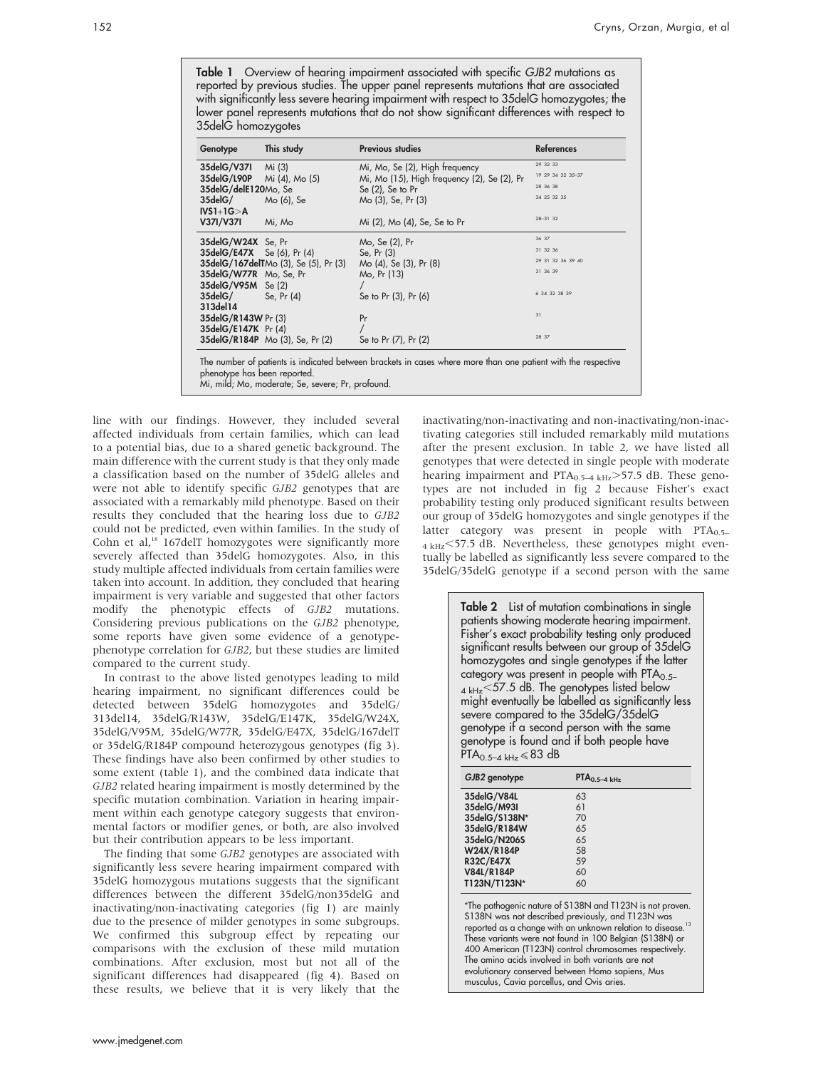**Table 1** Overview of hearing impairment associated with specific *GJB2* mutations as reported by previous studies. The upper panel represents mutations that are associated with significantly less severe hearing impairment with respect to 35delG homozygotes; the lower panel represents mutations that do not show significant differences with respect to 35delG homozygotes

| Genotype | This study | Previous studies | References |
|---|---|---|---|
| **35delG/V37I** | Mi (3) | Mi, Mo, Se (2), High frequency | 29 32 33 |
| **35delG/L90P** | Mi (4), Mo (5) | Mi, Mo (15), High frequency (2), Se (2), Pr | 19 29 34 32 35–37 |
| **35delG/delE120** | Mo, Se | Se (2), Se to Pr | 28 36 38 |
| **35delG/IVS1+1G>A** | Mo (6), Se | Mo (3), Se, Pr (3) | 34 25 32 35 |
| **V37I/V37I** | Mi, Mo | Mi (2), Mo (4), Se, Se to Pr | 28–31 32 |
| **35delG/W24X** | Se, Pr | Mo, Se (2), Pr | 36 37 |
| **35delG/E47X** | Se (6), Pr (4) | Se, Pr (3) | 31 32 36 |
| **35delG/167delT** | Mo (3), Se (5), Pr (3) | Mo (4), Se (3), Pr (8) | 29 31 32 36 39 40 |
| **35delG/W77R** | Mo, Se, Pr | Mo, Pr (13) | 31 36 39 |
| **35delG/V95M** | Se (2) | / | |
| **35delG/313del14** | Se, Pr (4) | Se to Pr (3), Pr (6) | 6 34 32 38 39 |
| **35delG/R143W** | Pr (3) | Pr | 31 |
| **35delG/E147K** | Pr (4) | / | |
| **35delG/R184P** | Mo (3), Se, Pr (2) | Se to Pr (7), Pr (2) | 28 37 |

The number of patients is indicated between brackets in cases where more than one patient with the respective phenotype has been reported.
Mi, mild; Mo, moderate; Se, severe; Pr, profound.

line with our findings. However, they included several affected individuals from certain families, which can lead to a potential bias, due to a shared genetic background. The main difference with the current study is that they only made a classification based on the number of 35delG alleles and were not able to identify specific *GJB2* genotypes that are associated with a remarkably mild phenotype. Based on their results they concluded that the hearing loss due to *GJB2* could not be predicted, even within families. In the study of Cohn et al,[18] 167delT homozygotes were significantly more severely affected than 35delG homozygotes. Also, in this study multiple affected individuals from certain families were taken into account. In addition, they concluded that hearing impairment is very variable and suggested that other factors modify the phenotypic effects of *GJB2* mutations. Considering previous publications on the *GJB2* phenotype, some reports have given some evidence of a genotype-phenotype correlation for *GJB2*, but these studies are limited compared to the current study.

In contrast to the above listed genotypes leading to mild hearing impairment, no significant differences could be detected between 35delG homozygotes and 35delG/313del14, 35delG/R143W, 35delG/E147K, 35delG/W24X, 35delG/V95M, 35delG/W77R, 35delG/E47X, 35delG/167delT or 35delG/R184P compound heterozygous genotypes (fig 3). These findings have also been confirmed by other studies to some extent (table 1), and the combined data indicate that *GJB2* related hearing impairment is mostly determined by the specific mutation combination. Variation in hearing impairment within each genotype category suggests that environmental factors or modifier genes, or both, are also involved but their contribution appears to be less important.

The finding that some *GJB2* genotypes are associated with significantly less severe hearing impairment compared with 35delG homozygous mutations suggests that the significant differences between the different 35delG/non35delG and inactivating/non-inactivating categories (fig 1) are mainly due to the presence of milder genotypes in some subgroups. We confirmed this subgroup effect by repeating our comparisons with the exclusion of these mild mutation combinations. After exclusion, most but not all of the significant differences had disappeared (fig 4). Based on these results, we believe that it is very likely that the inactivating/non-inactivating and non-inactivating/non-inactivating categories still included remarkably mild mutations after the present exclusion. In table 2, we have listed all genotypes that were detected in single people with moderate hearing impairment and $PTA_{0.5-4\ kHz}$>57.5 dB. These genotypes are not included in fig 2 because Fisher's exact probability testing only produced significant results between our group of 35delG homozygotes and single genotypes if the latter category was present in people with $PTA_{0.5-4\ kHz}$<57.5 dB. Nevertheless, these genotypes might eventually be labelled as significantly less severe compared to the 35delG/35delG genotype if a second person with the same

**Table 2** List of mutation combinations in single patients showing moderate hearing impairment. Fisher's exact probability testing only produced significant results between our group of 35delG homozygotes and single genotypes if the latter category was present in people with $PTA_{0.5-4\ kHz}$<57.5 dB. The genotypes listed below might eventually be labelled as significantly less severe compared to the 35delG/35delG genotype if a second person with the same genotype is found and if both people have $PTA_{0.5-4\ kHz} \leqslant 83$ dB

| *GJB2* genotype | $PTA_{0.5-4\ kHz}$ |
|---|---|
| **35delG/V84L** | 63 |
| **35delG/M93I** | 61 |
| **35delG/S138N*** | 70 |
| **35delG/R184W** | 65 |
| **35delG/N206S** | 65 |
| **W24X/R184P** | 58 |
| **R32C/E47X** | 59 |
| **V84L/R184P** | 60 |
| **T123N/T123N*** | 60 |

*The pathogenic nature of S138N and T123N is not proven. S138N was not described previously, and T123N was reported as a change with an unknown relation to disease.[13] These variants were not found in 100 Belgian (S138N) or 400 American (T123N) control chromosomes respectively. The amino acids involved in both variants are not evolutionary conserved between Homo sapiens, Mus musculus, Cavia porcellus, and Ovis aries.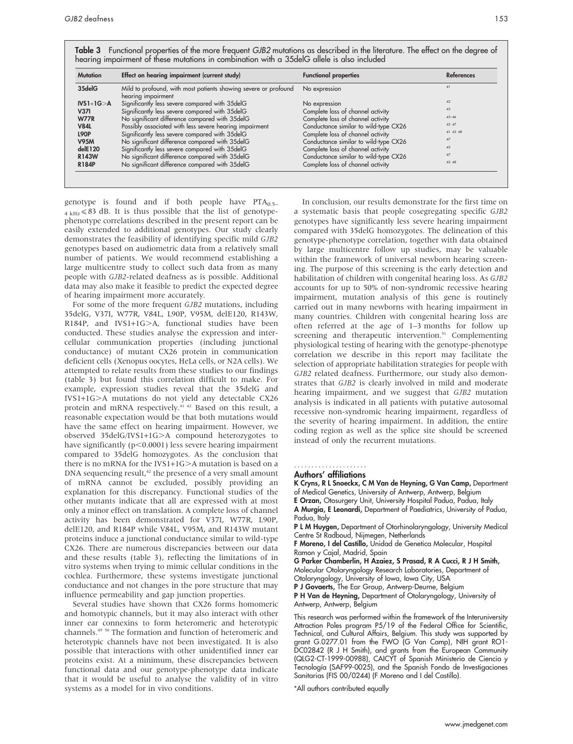**Table 3** Functional properties of the more frequent *GJB2* mutations as described in the literature. The effect on the degree of hearing impairment of these mutations in combination with a 35delG allele is also included

| Mutation | Effect on hearing impairment (current study) | Functional properties | References |
|---|---|---|---|
| **35delG** | Mild to profound, with most patients showing severe or profound hearing impairment | No expression | 41 |
| **IVS1+1G>A** | Significantly less severe compared with 35delG | No expression | 42 |
| **V37I** | Significantly less severe compared with 35delG | Complete loss of channel activity | 43 |
| **W77R** | No significant difference compared with 35delG | Complete loss of channel activity | 43–46 |
| **V84L** | Possibly associated with less severe hearing impairment | Conductance similar to wild-type CX26 | 43 47 |
| **L90P** | Significantly less severe compared with 35delG | Complete loss of channel activity | 41 43 48 |
| **V95M** | No significant difference compared with 35delG | Conductance similar to wild-type CX26 | 47 |
| **delE120** | Significantly less severe compared with 35delG | Complete loss of channel activity | 43 |
| **R143W** | No significant difference compared with 35delG | Conductance similar to wild-type CX26 | 47 |
| **R184P** | No significant difference compared with 35delG | Complete loss of channel activity | 43 48 |

genotype is found and if both people have $PTA_{0.5-4\,kHz} \leqslant 83$ dB. It is thus possible that the list of genotype-phenotype correlations described in the present report can be easily extended to additional genotypes. Our study clearly demonstrates the feasibility of identifying specific mild *GJB2* genotypes based on audiometric data from a relatively small number of patients. We would recommend establishing a large multicentre study to collect such data from as many people with *GJB2*-related deafness as is possible. Additional data may also make it feasible to predict the expected degree of hearing impairment more accurately.

For some of the more frequent *GJB2* mutations, including 35delG, V37I, W77R, V84L, L90P, V95M, delE120, R143W, R184P, and IVS1+1G>A, functional studies have been conducted. These studies analyse the expression and intercellular communication properties (including junctional conductance) of mutant CX26 protein in communication deficient cells (Xenopus oocytes, HeLa cells, or N2A cells). We attempted to relate results from these studies to our findings (table 3) but found this correlation difficult to make. For example, expression studies reveal that the 35delG and IVS1+1G>A mutations do not yield any detectable CX26 protein and mRNA respectively.[41 42] Based on this result, a reasonable expectation would be that both mutations would have the same effect on hearing impairment. However, we observed 35delG/IVS1+1G>A compound heterozygotes to have significantly ($p<0.0001$) less severe hearing impairment compared to 35delG homozygotes. As the conclusion that there is no mRNA for the IVS1+1G>A mutation is based on a DNA sequencing result,[42] the presence of a very small amount of mRNA cannot be excluded, possibly providing an explanation for this discrepancy. Functional studies of the other mutants indicate that all are expressed with at most only a minor effect on translation. A complete loss of channel activity has been demonstrated for V37I, W77R, L90P, delE120, and R184P while V84L, V95M, and R143W mutant proteins induce a junctional conductance similar to wild-type CX26. There are numerous discrepancies between our data and these results (table 3), reflecting the limitations of in vitro systems when trying to mimic cellular conditions in the cochlea. Furthermore, these systems investigate junctional conductance and not changes in the pore structure that may influence permeability and gap junction properties.

Several studies have shown that CX26 forms homomeric and homotypic channels, but it may also interact with other inner ear connexins to form heteromeric and heterotypic channels.[49 50] The formation and function of heteromeric and heterotypic channels have not been investigated. It is also possible that interactions with other unidentified inner ear proteins exist. At a minimum, these discrepancies between functional data and our genotype-phenotype data indicate that it would be useful to analyse the validity of in vitro systems as a model for in vivo conditions.

In conclusion, our results demonstrate for the first time on a systematic basis that people cosegregating specific *GJB2* genotypes have significantly less severe hearing impairment compared with 35delG homozygotes. The delineation of this genotype-phenotype correlation, together with data obtained by large multicentre follow up studies, may be valuable within the framework of universal newborn hearing screening. The purpose of this screening is the early detection and habilitation of children with congenital hearing loss. As *GJB2* accounts for up to 50% of non-syndromic recessive hearing impairment, mutation analysis of this gene is routinely carried out in many newborns with hearing impairment in many countries. Children with congenital hearing loss are often referred at the age of 1–3 months for follow up screening and therapeutic intervention.[51] Complementing physiological testing of hearing with the genotype-phenotype correlation we describe in this report may facilitate the selection of appropriate habilitation strategies for people with *GJB2* related deafness. Furthermore, our study also demonstrates that *GJB2* is clearly involved in mild and moderate hearing impairment, and we suggest that *GJB2* mutation analysis is indicated in all patients with putative autosomal recessive non-syndromic hearing impairment, regardless of the severity of hearing impairment. In addition, the entire coding region as well as the splice site should be screened instead of only the recurrent mutations.

## Authors' affiliations

**K Cryns, R L Snoeckx, C M Van de Heyning, G Van Camp,** Department of Medical Genetics, University of Antwerp, Antwerp, Belgium
**E Orzan,** Otosurgery Unit, University Hospital Padua, Padua, Italy
**A Murgia, E Leonardi,** Department of Paediatrics, University of Padua, Padua, Italy
**P L M Huygen,** Department of Otorhinolaryngology, University Medical Centre St Radboud, Nijmegen, Netherlands
**F Moreno, I del Castillo,** Unidad de Genetica Molecular, Hospital Ramon y Cajal, Madrid, Spain
**G Parker Chamberlin, H Azaiez, S Prasad, R A Cucci, R J H Smith,** Molecular Otolaryngology Research Laboratories, Department of Otolaryngology, University of Iowa, Iowa City, USA
**P J Govaerts,** The Ear Group, Antwerp-Deurne, Belgium
**P H Van de Heyning,** Department of Otolaryngology, University of Antwerp, Antwerp, Belgium

This research was performed within the framework of the Interuniversity Attraction Poles program P5/19 of the Federal Office for Scientific, Technical, and Cultural Affairs, Belgium. This study was supported by grant G.0277.01 from the FWO (G Van Camp), NIH grant RO1-DC02842 (R J H Smith), and grants from the European Community (QLG2-CT-1999-00988), CAICYT of Spanish Ministerio de Ciencia y Tecnología (SAF99-0025), and the Spanish Fondo de Investigaciones Sanitarias (FIS 00/0244) (F Moreno and I del Castillo).

*All authors contributed equally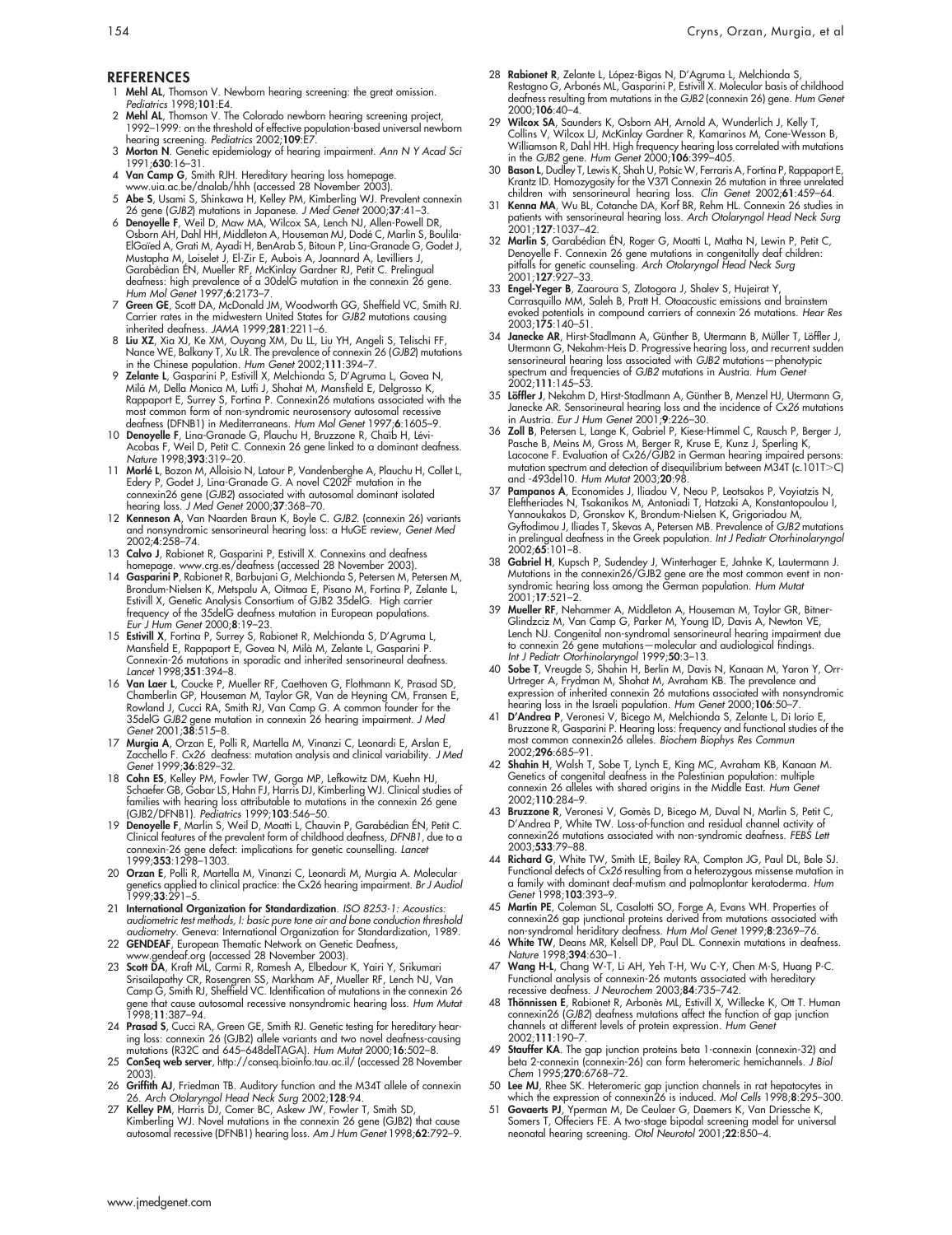## REFERENCES

1. **Mehl AL**, Thomson V. Newborn hearing screening: the great omission. *Pediatrics* 1998;**101**:E4.
2. **Mehl AL**, Thomson V. The Colorado newborn hearing screening project, 1992–1999: on the threshold of effective population-based universal newborn hearing screening. *Pediatrics* 2002;**109**:E7.
3. **Morton N**. Genetic epidemiology of hearing impairment. *Ann N Y Acad Sci* 1991;**630**:16–31.
4. **Van Camp G**, Smith RJH. Hereditary hearing loss homepage. www.uia.ac.be/dnalab/hhh (accessed 28 November 2003).
5. **Abe S**, Usami S, Shinkawa H, Kelley PM, Kimberling WJ. Prevalent connexin 26 gene (*GJB2*) mutations in Japanese. *J Med Genet* 2000;**37**:41–3.
6. **Denoyelle F**, Weil D, Maw MA, Wilcox SA, Lench NJ, Allen-Powell DR, Osborn AH, Dahl HH, Middleton A, Houseman MJ, Dodé C, Marlin S, Boulila-ElGaïed A, Grati M, Ayadi H, BenArab S, Bitoun P, Lina-Granade G, Godet J, Mustapha M, Loiselet J, El-Zir E, Aubois A, Joannard A, Levilliers J, Garabédian ÉN, Mueller RF, McKinlay Gardner RJ, Petit C. Prelingual deafness: high prevalence of a 30delG mutation in the connexin 26 gene. *Hum Mol Genet* 1997;**6**:2173–7.
7. **Green GE**, Scott DA, McDonald JM, Woodworth GG, Sheffield VC, Smith RJ. Carrier rates in the midwestern United States for *GJB2* mutations causing inherited deafness. *JAMA* 1999;**281**:2211–6.
8. **Liu XZ**, Xia XJ, Ke XM, Ouyang XM, Du LL, Liu YH, Angeli S, Telischi FF, Nance WE, Balkany T, Xu LR. The prevalence of connexin 26 (*GJB2*) mutations in the Chinese population. *Hum Genet* 2002;**111**:394–7.
9. **Zelante L**, Gasparini P, Estivill X, Melchionda S, D'Agruma L, Govea N, Milá M, Della Monica M, Lutfi J, Shohat M, Mansfield E, Delgrosso K, Rappaport E, Surrey S, Fortina P. Connexin26 mutations associated with the most common form of non-syndromic neurosensory autosomal recessive deafness (DFNB1) in Mediterraneans. *Hum Mol Genet* 1997;**6**:1605–9.
10. **Denoyelle F**, Lina-Granade G, Plauchu H, Bruzzone R, Chaïb H, Lévi-Acobas F, Weil D, Petit C. Connexin 26 gene linked to a dominant deafness. *Nature* 1998;**393**:319–20.
11. **Morlé L**, Bozon M, Alloisio N, Latour P, Vandenberghe A, Plauchu H, Collet L, Edery P, Godet J, Lina-Granade G. A novel C202F mutation in the connexin26 gene (*GJB2*) associated with autosomal dominant isolated hearing loss. *J Med Genet* 2000;**37**:368–70.
12. **Kenneson A**, Van Naarden Braun K, Boyle C. *GJB2*. (connexin 26) variants and nonsyndromic sensorineural hearing loss: a HuGE review, *Genet Med* 2002;**4**:258–74.
13. **Calvo J**, Rabionet R, Gasparini P, Estivill X. Connexins and deafness homepage. www.crg.es/deafness (accessed 28 November 2003).
14. **Gasparini P**, Rabionet R, Barbujani G, Melchionda S, Petersen M, Petersen M, Brondum-Nielsen K, Metspalu A, Oitmaa E, Pisano M, Fortina P, Zelante L, Estivill X, Genetic Analysis Consortium of GJB2 35delG. High carrier frequency of the 35delG deafness mutation in European populations. *Eur J Hum Genet* 2000;**8**:19–23.
15. **Estivill X**, Fortina P, Surrey S, Rabionet R, Melchionda S, D'Agruma L, Mansfield E, Rappaport E, Govea N, Milà M, Zelante L, Gasparini P. Connexin-26 mutations in sporadic and inherited sensorineural deafness. *Lancet* 1998;**351**:394–8.
16. **Van Laer L**, Coucke P, Mueller RF, Caethoven G, Flothmann K, Prasad SD, Chamberlin GP, Houseman M, Taylor GR, Van de Heyning CM, Fransen E, Rowland J, Cucci RA, Smith RJ, Van Camp G. A common founder for the 35delG *GJB2* gene mutation in connexin 26 hearing impairment. *J Med Genet* 2001;**38**:515–8.
17. **Murgia A**, Orzan E, Polli R, Martella M, Vinanzi C, Leonardi E, Arslan E, Zacchello F. *Cx26* deafness: mutation analysis and clinical variability. *J Med Genet* 1999;**36**:829–32.
18. **Cohn ES**, Kelley PM, Fowler TW, Gorga MP, Lefkowitz DM, Kuehn HJ, Schaefer GB, Gobar LS, Hahn FJ, Harris DJ, Kimberling WJ. Clinical studies of families with hearing loss attributable to mutations in the connexin 26 gene (GJB2/DFNB1). *Pediatrics* 1999;**103**:546–50.
19. **Denoyelle F**, Marlin S, Weil D, Moatti L, Chauvin P, Garabédian ÉN, Petit C. Clinical features of the prevalent form of childhood deafness, *DFNB1*, due to a connexin-26 gene defect: implications for genetic counselling. *Lancet* 1999;**353**:1298–1303.
20. **Orzan E**, Polli R, Martella M, Vinanzi C, Leonardi M, Murgia A. Molecular genetics applied to clinical practice: the Cx26 hearing impairment. *Br J Audiol* 1999;**33**:291–5.
21. **International Organization for Standardization**. *ISO 8253-1: Acoustics: audiometric test methods, I: basic pure tone air and bone conduction threshold audiometry*. Geneva: International Organization for Standardization, 1989.
22. **GENDEAF**, European Thematic Network on Genetic Deafness, www.gendeaf.org (accessed 28 November 2003).
23. **Scott DA**, Kraft ML, Carmi R, Ramesh A, Elbedour K, Yairi Y, Srikumari Srisailapathy CR, Rosengren SS, Markham AF, Mueller RF, Lench NJ, Van Camp G, Smith RJ, Sheffield VC. Identification of mutations in the connexin 26 gene that cause autosomal recessive nonsyndromic hearing loss. *Hum Mutat* 1998;**11**:387–94.
24. **Prasad S**, Cucci RA, Green GE, Smith RJ. Genetic testing for hereditary hearing loss: connexin 26 (GJB2) allele variants and two novel deafness-causing mutations (R32C and 645–648delTAGA). *Hum Mutat* 2000;**16**:502–8.
25. **ConSeq web server**, http://conseq.bioinfo.tau.ac.il/ (accessed 28 November 2003).
26. **Griffith AJ**, Friedman TB. Auditory function and the M34T allele of connexin 26. *Arch Otolaryngol Head Neck Surg* 2002;**128**:94.
27. **Kelley PM**, Harris DJ, Comer BC, Askew JW, Fowler T, Smith SD, Kimberling WJ. Novel mutations in the connexin 26 gene (GJB2) that cause autosomal recessive (DFNB1) hearing loss. *Am J Hum Genet* 1998;**62**:792–9.
28. **Rabionet R**, Zelante L, López-Bigas N, D'Agruma L, Melchionda S, Restagno G, Arbonés ML, Gasparini P, Estivill X. Molecular basis of childhood deafness resulting from mutations in the *GJB2* (connexin 26) gene. *Hum Genet* 2000;**106**:40–4.
29. **Wilcox SA**, Saunders K, Osborn AH, Arnold A, Wunderlich J, Kelly T, Collins V, Wilcox LJ, McKinlay Gardner RJ, Kamarinos M, Cone-Wesson B, Williamson R, Dahl HH. High frequency hearing loss correlated with mutations in the *GJB2* gene. *Hum Genet* 2000;**106**:399–405.
30. **Bason L**, Dudley T, Lewis K, Shah U, Potsic W, Ferraris A, Fortina P, Rappaport E, Krantz ID. Homozygosity for the V37I Connexin 26 mutation in three unrelated children with sensorineural hearing loss. *Clin Genet* 2002;**61**:459–64.
31. **Kenna MA**, Wu BL, Cotanche DA, Korf BR, Rehm HL. Connexin 26 studies in patients with sensorineural hearing loss. *Arch Otolaryngol Head Neck Surg* 2001;**127**:1037–42.
32. **Marlin S**, Garabédian ÉN, Roger G, Moatti L, Matha N, Lewin P, Petit C, Denoyelle F. Connexin 26 gene mutations in congenitally deaf children: pitfalls for genetic counseling. *Arch Otolaryngol Head Neck Surg* 2001;**127**:927–33.
33. **Engel-Yeger B**, Zaaroura S, Zlotogora J, Shalev S, Hujeirat Y, Carrasquillo MM, Saleh B, Pratt H. Otoacoustic emissions and brainstem evoked potentials in compound carriers of connexin 26 mutations. *Hear Res* 2003;**175**:140–51.
34. **Janecke AR**, Hirst-Stadlmann A, Günther B, Utermann B, Müller T, Löffler J, Utermann G, Nekahm-Heis D. Progressive hearing loss, and recurrent sudden sensorineural hearing loss associated with *GJB2* mutations—phenotypic spectrum and frequencies of *GJB2* mutations in Austria. *Hum Genet* 2002;**111**:145–53.
35. **Löffler J**, Nekahm D, Hirst-Stadlmann A, Günther B, Menzel HJ, Utermann G, Janecke AR. Sensorineural hearing loss and the incidence of *Cx26* mutations in Austria. *Eur J Hum Genet* 2001;**9**:226–30.
36. **Zoll B**, Petersen L, Lange K, Gabriel P, Kiese-Himmel C, Rausch P, Berger J, Pasche B, Meins M, Gross M, Berger R, Kruse E, Kunz J, Sperling K, Lacocone F. Evaluation of Cx26/GJB2 in German hearing impaired persons: mutation spectrum and detection of disequilibrium between M34T (c.101T>C) and -493del10. *Hum Mutat* 2003;**20**:98.
37. **Pampanos A**, Economides J, Iliadou V, Neou P, Leotsakos P, Voyiatzis N, Eleftheriades N, Tsakanikos M, Antoniadi T, Hatzaki A, Konstantopoulou I, Yannoukakos D, Gronskov K, Brondum-Nielsen K, Grigoriadou M, Gyftodimou J, Iliades T, Skevas A, Petersen MB. Prevalence of *GJB2* mutations in prelingual deafness in the Greek population. *Int J Pediatr Otorhinolaryngol* 2002;**65**:101–8.
38. **Gabriel H**, Kupsch P, Sudendey J, Winterhager E, Jahnke K, Lautermann J. Mutations in the connexin26/GJB2 gene are the most common event in non-syndromic hearing loss among the German population. *Hum Mutat* 2001;**17**:521–2.
39. **Mueller RF**, Nehammer A, Middleton A, Houseman M, Taylor GR, Bitner-Glindzciz M, Van Camp G, Parker M, Young ID, Davis A, Newton VE, Lench NJ. Congenital non-syndromal sensorineural hearing impairment due to connexin 26 gene mutations—molecular and audiological findings. *Int J Pediatr Otorhinolaryngol* 1999;**50**:3–13.
40. **Sobe T**, Vreugde S, Shahin H, Berlin M, Davis N, Kanaan M, Yaron Y, Orr-Urtreger A, Frydman M, Shohat M, Avraham KB. The prevalence and expression of inherited connexin 26 mutations associated with nonsyndromic hearing loss in the Israeli population. *Hum Genet* 2000;**106**:50–7.
41. **D'Andrea P**, Veronesi V, Bicego M, Melchionda S, Zelante L, Di Iorio E, Bruzzone R, Gasparini P. Hearing loss: frequency and functional studies of the most common connexin26 alleles. *Biochem Biophys Res Commun* 2002;**296**:685–91.
42. **Shahin H**, Walsh T, Sobe T, Lynch E, King MC, Avraham KB, Kanaan M. Genetics of congenital deafness in the Palestinian population: multiple connexin 26 alleles with shared origins in the Middle East. *Hum Genet* 2002;**110**:284–9.
43. **Bruzzone R**, Veronesi V, Gomès D, Bicego M, Duval N, Marlin S, Petit C, D'Andrea P, White TW. Loss-of-function and residual channel activity of connexin26 mutations associated with non-syndromic deafness. *FEBS Lett* 2003;**533**:79–88.
44. **Richard G**, White TW, Smith LE, Bailey RA, Compton JG, Paul DL, Bale SJ. Functional defects of *Cx26* resulting from a heterozygous missense mutation in a family with dominant deaf-mutism and palmoplantar keratoderma. *Hum Genet* 1998;**103**:393–9.
45. **Martin PE**, Coleman SL, Casalotti SO, Forge A, Evans WH. Properties of connexin26 gap junctional proteins derived from mutations associated with non-syndromal hereditary deafness. *Hum Mol Genet* 1999;**8**:2369–76.
46. **White TW**, Deans MR, Kelsell DP, Paul DL. Connexin mutations in deafness. *Nature* 1998;**394**:630–1.
47. **Wang H-L**, Chang W-T, Li AH, Yeh T-H, Wu C-Y, Chen M-S, Huang P-C. Functional analysis of connexin-26 mutants associated with hereditary recessive deafness. *J Neurochem* 2003;**84**:735–742.
48. **Thönnissen E**, Rabionet R, Arbonès ML, Estivill X, Willecke K, Ott T. Human connexin26 (*GJB2*) deafness mutations affect the function of gap junction channels at different levels of protein expression. *Hum Genet* 2002;**111**:190–7.
49. **Stauffer KA**. The gap junction proteins beta 1-connexin (connexin-32) and beta 2-connexin (connexin-26) can form heteromeric hemichannels. *J Biol Chem* 1995;**270**:6768–72.
50. **Lee MJ**, Rhee SK. Heteromeric gap junction channels in rat hepatocytes in which the expression of connexin26 is induced. *Mol Cells* 1998;**8**:295–300.
51. **Govaerts PJ**, Yperman M, De Ceulaer G, Daemers K, Van Driessche K, Somers T, Offeciers FE. A two-stage bipodal screening model for universal neonatal hearing screening. *Otol Neurotol* 2001;**22**:850–4.